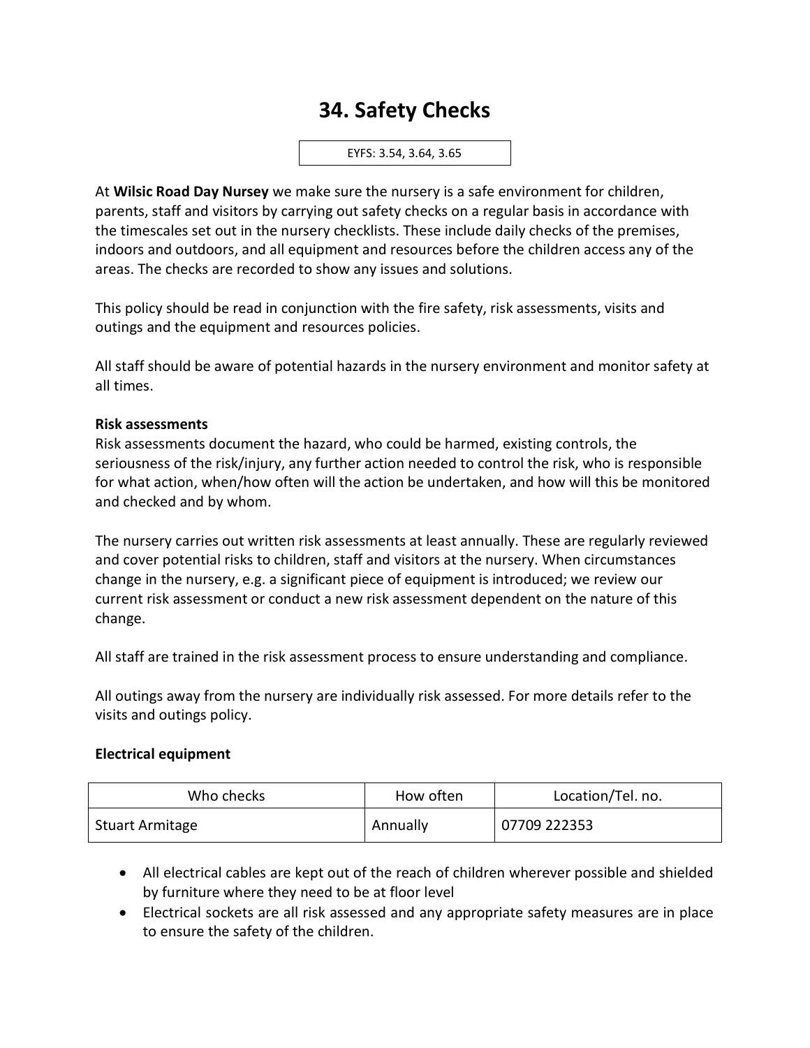# 34. Safety Checks

EYFS: 3.54, 3.64, 3.65

At **Wilsic Road Day Nursey** we make sure the nursery is a safe environment for children, parents, staff and visitors by carrying out safety checks on a regular basis in accordance with the timescales set out in the nursery checklists. These include daily checks of the premises, indoors and outdoors, and all equipment and resources before the children access any of the areas. The checks are recorded to show any issues and solutions.

This policy should be read in conjunction with the fire safety, risk assessments, visits and outings and the equipment and resources policies.

All staff should be aware of potential hazards in the nursery environment and monitor safety at all times.

**Risk assessments**

Risk assessments document the hazard, who could be harmed, existing controls, the seriousness of the risk/injury, any further action needed to control the risk, who is responsible for what action, when/how often will the action be undertaken, and how will this be monitored and checked and by whom.

The nursery carries out written risk assessments at least annually. These are regularly reviewed and cover potential risks to children, staff and visitors at the nursery. When circumstances change in the nursery, e.g. a significant piece of equipment is introduced; we review our current risk assessment or conduct a new risk assessment dependent on the nature of this change.

All staff are trained in the risk assessment process to ensure understanding and compliance.

All outings away from the nursery are individually risk assessed. For more details refer to the visits and outings policy.

**Electrical equipment**

| Who checks | How often | Location/Tel. no. |
| --- | --- | --- |
| Stuart Armitage | Annually | 07709 222353 |

- All electrical cables are kept out of the reach of children wherever possible and shielded by furniture where they need to be at floor level
- Electrical sockets are all risk assessed and any appropriate safety measures are in place to ensure the safety of the children.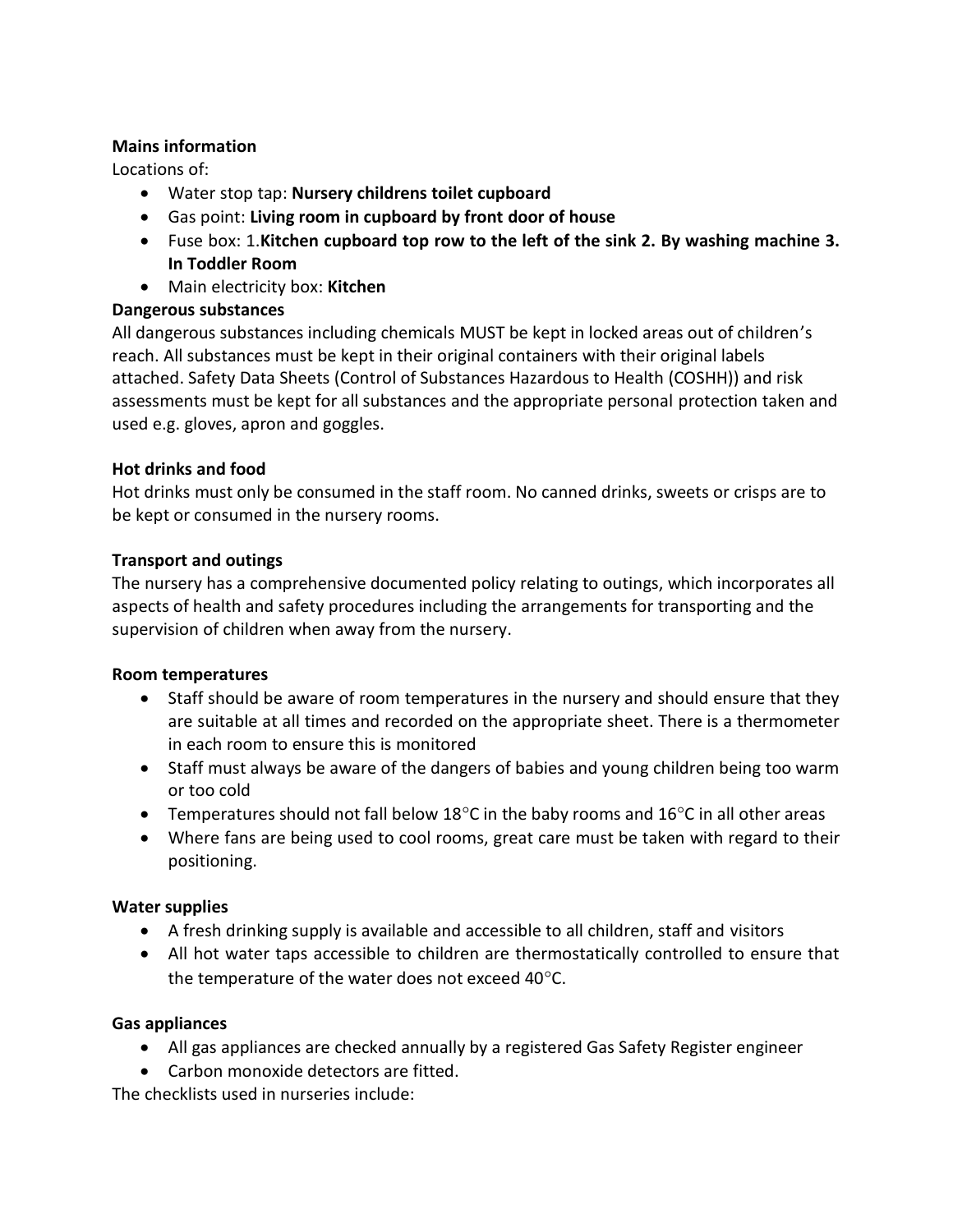**Mains information**

Locations of:

- Water stop tap: **Nursery childrens toilet cupboard**
- Gas point: **Living room in cupboard by front door of house**
- Fuse box: 1.**Kitchen cupboard top row to the left of the sink 2. By washing machine 3. In Toddler Room**
- Main electricity box: **Kitchen**

**Dangerous substances**

All dangerous substances including chemicals MUST be kept in locked areas out of children's reach. All substances must be kept in their original containers with their original labels attached. Safety Data Sheets (Control of Substances Hazardous to Health (COSHH)) and risk assessments must be kept for all substances and the appropriate personal protection taken and used e.g. gloves, apron and goggles.

**Hot drinks and food**

Hot drinks must only be consumed in the staff room. No canned drinks, sweets or crisps are to be kept or consumed in the nursery rooms.

**Transport and outings**

The nursery has a comprehensive documented policy relating to outings, which incorporates all aspects of health and safety procedures including the arrangements for transporting and the supervision of children when away from the nursery.

**Room temperatures**

- Staff should be aware of room temperatures in the nursery and should ensure that they are suitable at all times and recorded on the appropriate sheet. There is a thermometer in each room to ensure this is monitored
- Staff must always be aware of the dangers of babies and young children being too warm or too cold
- Temperatures should not fall below 18°C in the baby rooms and 16°C in all other areas
- Where fans are being used to cool rooms, great care must be taken with regard to their positioning.

**Water supplies**

- A fresh drinking supply is available and accessible to all children, staff and visitors
- All hot water taps accessible to children are thermostatically controlled to ensure that the temperature of the water does not exceed 40°C.

**Gas appliances**

- All gas appliances are checked annually by a registered Gas Safety Register engineer
- Carbon monoxide detectors are fitted.

The checklists used in nurseries include: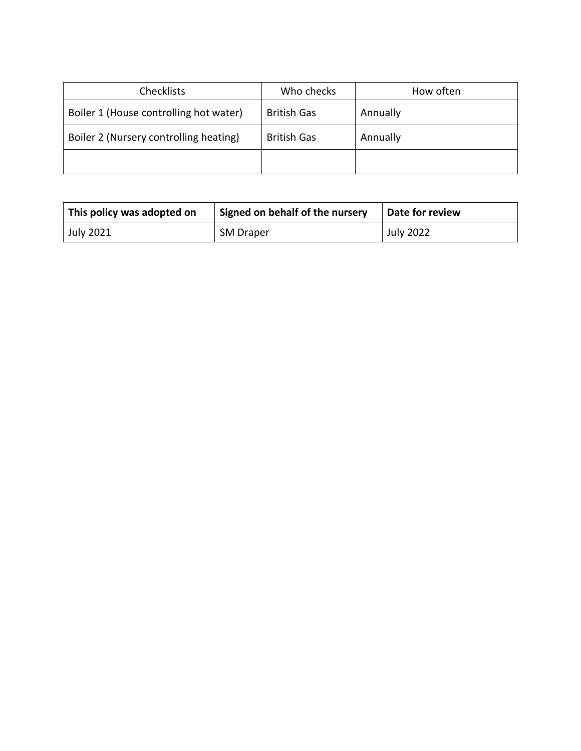| Checklists | Who checks | How often |
|---|---|---|
| Boiler 1 (House controlling hot water) | British Gas | Annually |
| Boiler 2 (Nursery controlling heating) | British Gas | Annually |
| | | |

| **This policy was adopted on** | **Signed on behalf of the nursery** | **Date for review** |
|---|---|---|
| July 2021 | SM Draper | July 2022 |